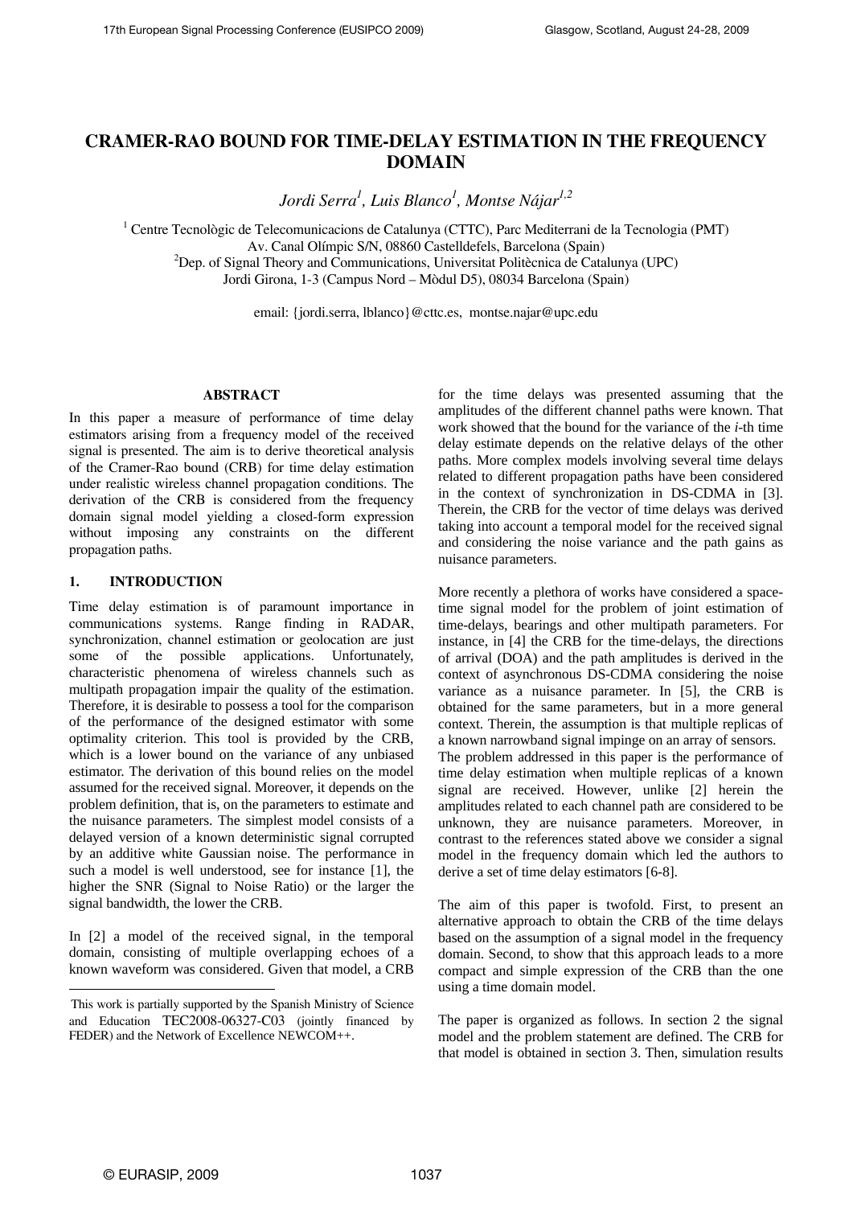# CRAMER-RAO BOUND FOR TIME-DELAY ESTIMATION IN THE FREQUENCY DOMAIN

*Jordi Serra[1], Luis Blanco[1], Montse Nájar[1,2]*

[1] Centre Tecnològic de Telecomunicacions de Catalunya (CTTC), Parc Mediterrani de la Tecnologia (PMT)
Av. Canal Olímpic S/N, 08860 Castelldefels, Barcelona (Spain)
[2]Dep. of Signal Theory and Communications, Universitat Politècnica de Catalunya (UPC)
Jordi Girona, 1-3 (Campus Nord – Mòdul D5), 08034 Barcelona (Spain)

email: {jordi.serra, lblanco}@cttc.es, montse.najar@upc.edu

## ABSTRACT

In this paper a measure of performance of time delay estimators arising from a frequency model of the received signal is presented. The aim is to derive theoretical analysis of the Cramer-Rao bound (CRB) for time delay estimation under realistic wireless channel propagation conditions. The derivation of the CRB is considered from the frequency domain signal model yielding a closed-form expression without imposing any constraints on the different propagation paths.

## 1. INTRODUCTION

Time delay estimation is of paramount importance in communications systems. Range finding in RADAR, synchronization, channel estimation or geolocation are just some of the possible applications. Unfortunately, characteristic phenomena of wireless channels such as multipath propagation impair the quality of the estimation. Therefore, it is desirable to possess a tool for the comparison of the performance of the designed estimator with some optimality criterion. This tool is provided by the CRB, which is a lower bound on the variance of any unbiased estimator. The derivation of this bound relies on the model assumed for the received signal. Moreover, it depends on the problem definition, that is, on the parameters to estimate and the nuisance parameters. The simplest model consists of a delayed version of a known deterministic signal corrupted by an additive white Gaussian noise. The performance in such a model is well understood, see for instance [1], the higher the SNR (Signal to Noise Ratio) or the larger the signal bandwidth, the lower the CRB.

In [2] a model of the received signal, in the temporal domain, consisting of multiple overlapping echoes of a known waveform was considered. Given that model, a CRB for the time delays was presented assuming that the amplitudes of the different channel paths were known. That work showed that the bound for the variance of the *i*-th time delay estimate depends on the relative delays of the other paths. More complex models involving several time delays related to different propagation paths have been considered in the context of synchronization in DS-CDMA in [3]. Therein, the CRB for the vector of time delays was derived taking into account a temporal model for the received signal and considering the noise variance and the path gains as nuisance parameters.

More recently a plethora of works have considered a space-time signal model for the problem of joint estimation of time-delays, bearings and other multipath parameters. For instance, in [4] the CRB for the time-delays, the directions of arrival (DOA) and the path amplitudes is derived in the context of asynchronous DS-CDMA considering the noise variance as a nuisance parameter. In [5], the CRB is obtained for the same parameters, but in a more general context. Therein, the assumption is that multiple replicas of a known narrowband signal impinge on an array of sensors.
The problem addressed in this paper is the performance of time delay estimation when multiple replicas of a known signal are received. However, unlike [2] herein the amplitudes related to each channel path are considered to be unknown, they are nuisance parameters. Moreover, in contrast to the references stated above we consider a signal model in the frequency domain which led the authors to derive a set of time delay estimators [6-8].

The aim of this paper is twofold. First, to present an alternative approach to obtain the CRB of the time delays based on the assumption of a signal model in the frequency domain. Second, to show that this approach leads to a more compact and simple expression of the CRB than the one using a time domain model.

The paper is organized as follows. In section 2 the signal model and the problem statement are defined. The CRB for that model is obtained in section 3. Then, simulation results

This work is partially supported by the Spanish Ministry of Science and Education TEC2008-06327-C03 (jointly financed by FEDER) and the Network of Excellence NEWCOM++.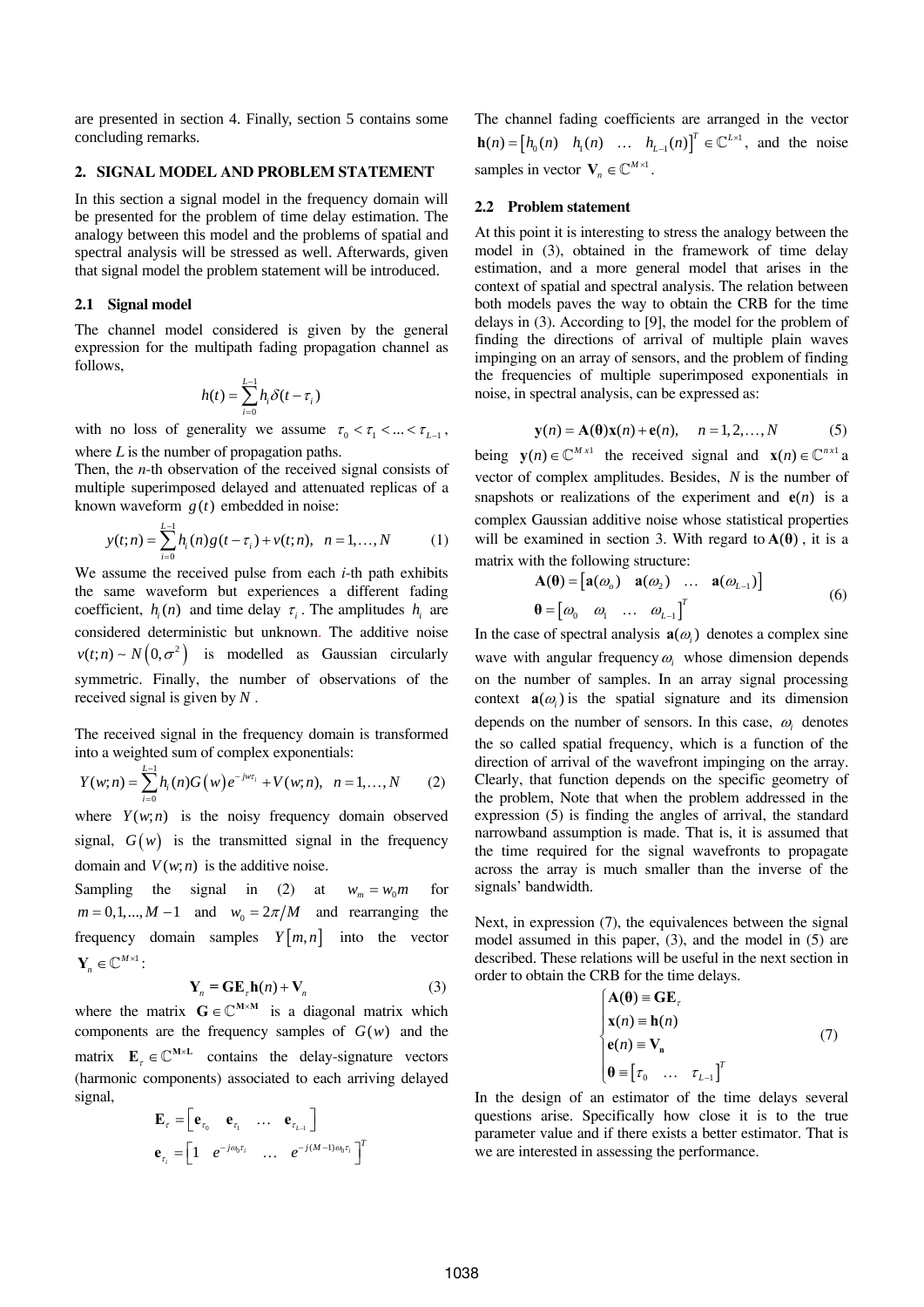are presented in section 4. Finally, section 5 contains some concluding remarks.

## 2. SIGNAL MODEL AND PROBLEM STATEMENT

In this section a signal model in the frequency domain will be presented for the problem of time delay estimation. The analogy between this model and the problems of spatial and spectral analysis will be stressed as well. Afterwards, given that signal model the problem statement will be introduced.

### 2.1 Signal model

The channel model considered is given by the general expression for the multipath fading propagation channel as follows,

$$h(t) = \sum_{i=0}^{L-1} h_i \delta(t - \tau_i)$$

with no loss of generality we assume $\tau_0 < \tau_1 < ... < \tau_{L-1}$, where $L$ is the number of propagation paths.

Then, the $n$-th observation of the received signal consists of multiple superimposed delayed and attenuated replicas of a known waveform $g(t)$ embedded in noise:

$$y(t;n) = \sum_{i=0}^{L-1} h_i(n) g(t - \tau_i) + v(t;n), \quad n = 1,\ldots,N \tag{1}$$

We assume the received pulse from each $i$-th path exhibits the same waveform but experiences a different fading coefficient, $h_i(n)$ and time delay $\tau_i$. The amplitudes $h_i$ are considered deterministic but unknown. The additive noise $v(t;n) \sim N\left(0,\sigma^2\right)$ is modelled as Gaussian circularly symmetric. Finally, the number of observations of the received signal is given by $N$.

The received signal in the frequency domain is transformed into a weighted sum of complex exponentials:

$$Y(w;n) = \sum_{i=0}^{L-1} h_i(n) G\left(w\right) e^{-jw\tau_i} + V(w;n), \quad n = 1,\ldots,N \tag{2}$$

where $Y(w;n)$ is the noisy frequency domain observed signal, $G\left(w\right)$ is the transmitted signal in the frequency domain and $V(w;n)$ is the additive noise.

Sampling the signal in (2) at $w_m = w_0 m$ for $m = 0,1,...,M-1$ and $w_0 = 2\pi/M$ and rearranging the frequency domain samples $Y\left[m,n\right]$ into the vector $\mathbf{Y}_n \in \mathbb{C}^{M\times 1}$:

$$\mathbf{Y}_n = \mathbf{G}\mathbf{E}_\tau \mathbf{h}(n) + \mathbf{V}_n \tag{3}$$

where the matrix $\mathbf{G} \in \mathbb{C}^{\mathbf{M}\times\mathbf{M}}$ is a diagonal matrix which components are the frequency samples of $G(w)$ and the matrix $\mathbf{E}_\tau \in \mathbb{C}^{\mathbf{M}\times\mathbf{L}}$ contains the delay-signature vectors (harmonic components) associated to each arriving delayed signal,

$$\mathbf{E}_\tau = \begin{bmatrix} \mathbf{e}_{\tau_0} & \mathbf{e}_{\tau_1} & \ldots & \mathbf{e}_{\tau_{L-1}} \end{bmatrix}$$
$$\mathbf{e}_{\tau_i} = \begin{bmatrix} 1 & e^{-j\omega_0\tau_i} & \ldots & e^{-j(M-1)\omega_0\tau_i} \end{bmatrix}^T$$

The channel fading coefficients are arranged in the vector $\mathbf{h}(n) = \begin{bmatrix} h_0(n) & h_1(n) & \ldots & h_{L-1}(n) \end{bmatrix}^T \in \mathbb{C}^{L\times 1}$, and the noise samples in vector $\mathbf{V}_n \in \mathbb{C}^{M\times 1}$.

### 2.2 Problem statement

At this point it is interesting to stress the analogy between the model in (3), obtained in the framework of time delay estimation, and a more general model that arises in the context of spatial and spectral analysis. The relation between both models paves the way to obtain the CRB for the time delays in (3). According to [9], the model for the problem of finding the directions of arrival of multiple plain waves impinging on an array of sensors, and the problem of finding the frequencies of multiple superimposed exponentials in noise, in spectral analysis, can be expressed as:

$$\mathbf{y}(n) = \mathbf{A}(\boldsymbol{\theta})\mathbf{x}(n) + \mathbf{e}(n), \quad n = 1,2,\ldots,N \tag{5}$$

being $\mathbf{y}(n) \in \mathbb{C}^{M\,x1}$ the received signal and $\mathbf{x}(n) \in \mathbb{C}^{n\,x1}$ a vector of complex amplitudes. Besides, $N$ is the number of snapshots or realizations of the experiment and $\mathbf{e}(n)$ is a complex Gaussian additive noise whose statistical properties will be examined in section 3. With regard to $\mathbf{A}(\boldsymbol{\theta})$, it is a matrix with the following structure:

$$\begin{aligned} &\mathbf{A}(\boldsymbol{\theta}) = \begin{bmatrix} \mathbf{a}(\omega_o) & \mathbf{a}(\omega_2) & \ldots & \mathbf{a}(\omega_{L-1}) \end{bmatrix} \\ &\boldsymbol{\theta} = \begin{bmatrix} \omega_0 & \omega_1 & \ldots & \omega_{L-1} \end{bmatrix}^T \end{aligned} \tag{6}$$

In the case of spectral analysis $\mathbf{a}(\omega_i)$ denotes a complex sine wave with angular frequency $\omega_i$ whose dimension depends on the number of samples. In an array signal processing context $\mathbf{a}(\omega_i)$ is the spatial signature and its dimension depends on the number of sensors. In this case, $\omega_i$ denotes the so called spatial frequency, which is a function of the direction of arrival of the wavefront impinging on the array. Clearly, that function depends on the specific geometry of the problem, Note that when the problem addressed in the expression (5) is finding the angles of arrival, the standard narrowband assumption is made. That is, it is assumed that the time required for the signal wavefronts to propagate across the array is much smaller than the inverse of the signals' bandwidth.

Next, in expression (7), the equivalences between the signal model assumed in this paper, (3), and the model in (5) are described. These relations will be useful in the next section in order to obtain the CRB for the time delays.

$$\begin{cases} \mathbf{A}(\boldsymbol{\theta}) \equiv \mathbf{G}\mathbf{E}_\tau \\ \mathbf{x}(n) \equiv \mathbf{h}(n) \\ \mathbf{e}(n) \equiv \mathbf{V_n} \\ \boldsymbol{\theta} \equiv \begin{bmatrix} \tau_0 & \ldots & \tau_{L-1} \end{bmatrix}^T \end{cases} \tag{7}$$

In the design of an estimator of the time delays several questions arise. Specifically how close it is to the true parameter value and if there exists a better estimator. That is we are interested in assessing the performance.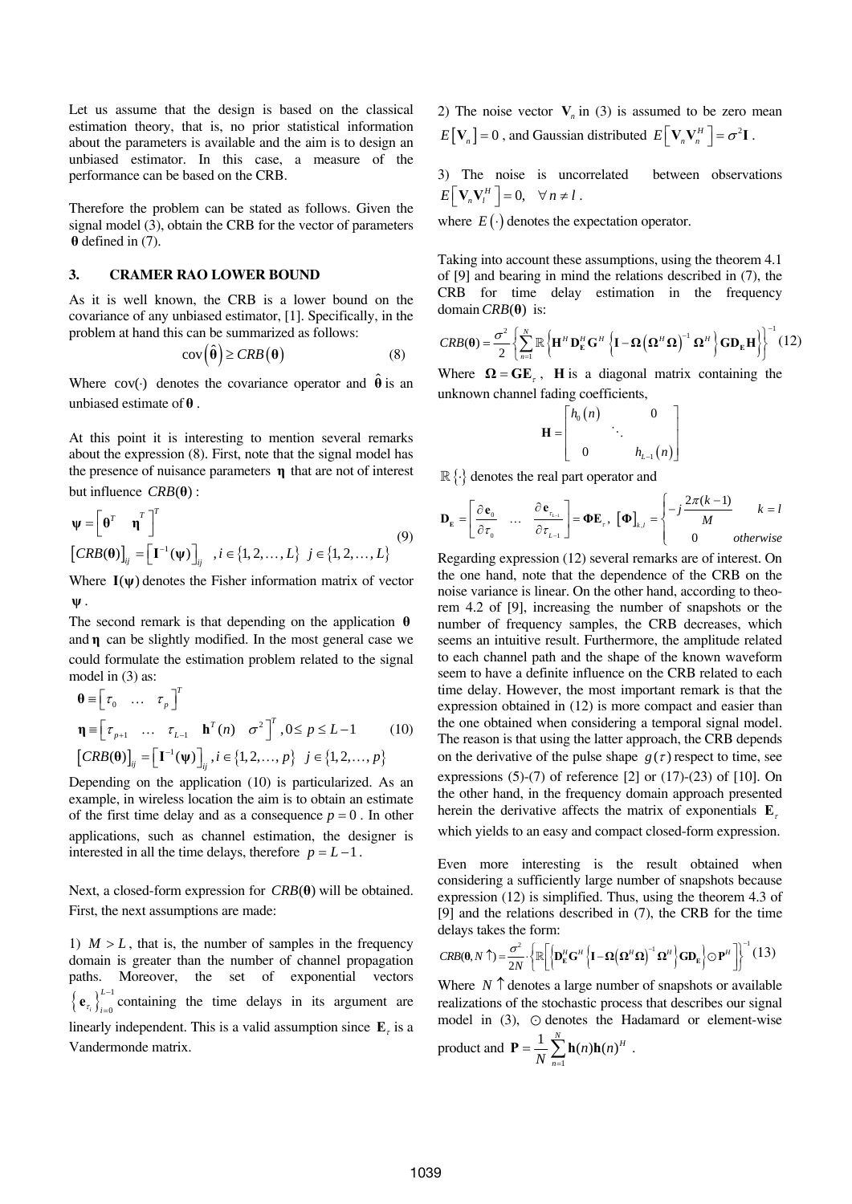Let us assume that the design is based on the classical estimation theory, that is, no prior statistical information about the parameters is available and the aim is to design an unbiased estimator. In this case, a measure of the performance can be based on the CRB.

Therefore the problem can be stated as follows. Given the signal model (3), obtain the CRB for the vector of parameters $\boldsymbol{\theta}$ defined in (7).

## 3. CRAMER RAO LOWER BOUND

As it is well known, the CRB is a lower bound on the covariance of any unbiased estimator, [1]. Specifically, in the problem at hand this can be summarized as follows:

$$\operatorname{cov}\left(\hat{\boldsymbol{\theta}}\right) \geq CRB\left(\boldsymbol{\theta}\right) \tag{8}$$

Where $\operatorname{cov}(\cdot)$ denotes the covariance operator and $\hat{\boldsymbol{\theta}}$ is an unbiased estimate of $\boldsymbol{\theta}$.

At this point it is interesting to mention several remarks about the expression (8). First, note that the signal model has the presence of nuisance parameters $\boldsymbol{\eta}$ that are not of interest but influence $CRB(\boldsymbol{\theta})$:

$$\begin{aligned}
&\boldsymbol{\psi} = \begin{bmatrix} \boldsymbol{\theta}^T & \boldsymbol{\eta}^T \end{bmatrix}^T \\
&\left[CRB(\boldsymbol{\theta})\right]_{ij} = \left[\mathbf{I}^{-1}(\boldsymbol{\psi})\right]_{ij} \quad , i \in \{1,2,\ldots,L\} \;\; j \in \{1,2,\ldots,L\}
\end{aligned} \tag{9}$$

Where $\mathbf{I}(\boldsymbol{\psi})$ denotes the Fisher information matrix of vector $\boldsymbol{\psi}$.

The second remark is that depending on the application $\boldsymbol{\theta}$ and $\boldsymbol{\eta}$ can be slightly modified. In the most general case we could formulate the estimation problem related to the signal model in (3) as:

$$\begin{aligned}
&\boldsymbol{\theta} \equiv \begin{bmatrix} \tau_0 & \ldots & \tau_p \end{bmatrix}^T \\
&\boldsymbol{\eta} \equiv \begin{bmatrix} \tau_{p+1} & \ldots & \tau_{L-1} & \mathbf{h}^T(n) & \sigma^2 \end{bmatrix}^T , 0 \leq p \leq L-1 \\
&\left[CRB(\boldsymbol{\theta})\right]_{ij} = \left[\mathbf{I}^{-1}(\boldsymbol{\psi})\right]_{ij} , i \in \{1,2,\ldots,p\} \;\; j \in \{1,2,\ldots,p\}
\end{aligned} \tag{10}$$

Depending on the application (10) is particularized. As an example, in wireless location the aim is to obtain an estimate of the first time delay and as a consequence $p = 0$. In other applications, such as channel estimation, the designer is interested in all the time delays, therefore $p = L-1$.

Next, a closed-form expression for $CRB(\boldsymbol{\theta})$ will be obtained. First, the next assumptions are made:

1) $M > L$, that is, the number of samples in the frequency domain is greater than the number of channel propagation paths. Moreover, the set of exponential vectors $\left\{\mathbf{e}_{\tau_i}\right\}_{i=0}^{L-1}$ containing the time delays in its argument are linearly independent. This is a valid assumption since $\mathbf{E}_\tau$ is a Vandermonde matrix.

2) The noise vector $\mathbf{V}_n$ in (3) is assumed to be zero mean $E\left[\mathbf{V}_n\right] = 0$, and Gaussian distributed $E\left[\mathbf{V}_n \mathbf{V}_n^H\right] = \sigma^2 \mathbf{I}$.

3) The noise is uncorrelated between observations $E\left[\mathbf{V}_n \mathbf{V}_l^H\right] = 0, \quad \forall n \neq l$.

where $E(\cdot)$ denotes the expectation operator.

Taking into account these assumptions, using the theorem 4.1 of [9] and bearing in mind the relations described in (7), the CRB for time delay estimation in the frequency domain $CRB(\boldsymbol{\theta})$ is:

$$CRB(\boldsymbol{\theta}) = \frac{\sigma^2}{2}\left\{\sum_{n=1}^{N} \mathbb{R}\left\{\mathbf{H}^H \mathbf{D}_{\mathbf{E}}^H \mathbf{G}^H \left\{\mathbf{I} - \boldsymbol{\Omega}\left(\boldsymbol{\Omega}^H \boldsymbol{\Omega}\right)^{-1} \boldsymbol{\Omega}^H\right\} \mathbf{G} \mathbf{D}_{\mathbf{E}} \mathbf{H}\right\}\right\}^{-1} \tag{12}$$

Where $\boldsymbol{\Omega} = \mathbf{G}\mathbf{E}_\tau$, $\mathbf{H}$ is a diagonal matrix containing the unknown channel fading coefficients,

$$\mathbf{H} = \begin{bmatrix} h_0(n) & & 0 \\ & \ddots & \\ 0 & & h_{L-1}(n) \end{bmatrix}$$

$\mathbb{R}\{\}$ denotes the real part operator and

$$\mathbf{D}_{\mathbf{E}} = \begin{bmatrix} \dfrac{\partial \mathbf{e}_0}{\partial \tau_0} & \ldots & \dfrac{\partial \mathbf{e}_{\tau_{L-1}}}{\partial \tau_{L-1}} \end{bmatrix} = \boldsymbol{\Phi} \mathbf{E}_\tau , \; \left[\boldsymbol{\Phi}\right]_{k,l} = \begin{cases} -j\dfrac{2\pi(k-1)}{M} & k = l \\ 0 & otherwise \end{cases}$$

Regarding expression (12) several remarks are of interest. On the one hand, note that the dependence of the CRB on the noise variance is linear. On the other hand, according to theorem 4.2 of [9], increasing the number of snapshots or the number of frequency samples, the CRB decreases, which seems an intuitive result. Furthermore, the amplitude related to each channel path and the shape of the known waveform seem to have a definite influence on the CRB related to each time delay. However, the most important remark is that the expression obtained in (12) is more compact and easier than the one obtained when considering a temporal signal model. The reason is that using the latter approach, the CRB depends on the derivative of the pulse shape $g(\tau)$ respect to time, see expressions (5)-(7) of reference [2] or (17)-(23) of [10]. On the other hand, in the frequency domain approach presented herein the derivative affects the matrix of exponentials $\mathbf{E}_\tau$ which yields to an easy and compact closed-form expression.

Even more interesting is the result obtained when considering a sufficiently large number of snapshots because expression (12) is simplified. Thus, using the theorem 4.3 of [9] and the relations described in (7), the CRB for the time delays takes the form:

$$CRB(\boldsymbol{\theta}, N\uparrow) = \frac{\sigma^2}{2N} \cdot \left\{\mathbb{R}\left[\left\{\mathbf{D}_{\mathbf{E}}^H \mathbf{G}^H \left\{\mathbf{I} - \boldsymbol{\Omega}\left(\boldsymbol{\Omega}^H \boldsymbol{\Omega}\right)^{-1} \boldsymbol{\Omega}^H\right\} \mathbf{G} \mathbf{D}_{\mathbf{E}}\right\} \odot \mathbf{P}^H\right]\right\}^{-1} \tag{13}$$

Where $N\uparrow$ denotes a large number of snapshots or available realizations of the stochastic process that describes our signal model in (3), $\odot$ denotes the Hadamard or element-wise product and $\mathbf{P} = \dfrac{1}{N}\sum_{n=1}^{N} \mathbf{h}(n)\mathbf{h}(n)^H$.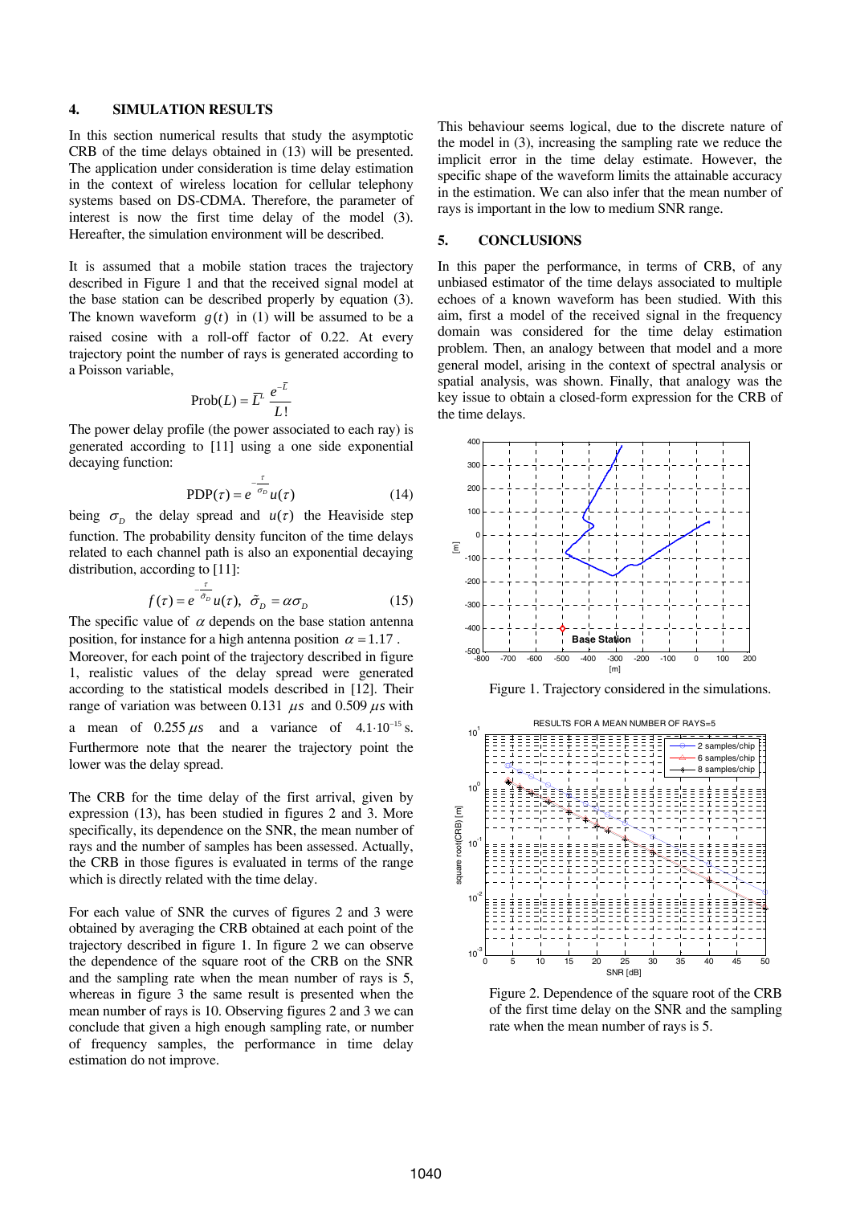## 4. SIMULATION RESULTS

In this section numerical results that study the asymptotic CRB of the time delays obtained in (13) will be presented. The application under consideration is time delay estimation in the context of wireless location for cellular telephony systems based on DS-CDMA. Therefore, the parameter of interest is now the first time delay of the model (3). Hereafter, the simulation environment will be described.

It is assumed that a mobile station traces the trajectory described in Figure 1 and that the received signal model at the base station can be described properly by equation (3). The known waveform $g(t)$ in (1) will be assumed to be a raised cosine with a roll-off factor of 0.22. At every trajectory point the number of rays is generated according to a Poisson variable,

$$\text{Prob}(L) = \bar{L}^{L}\frac{e^{-\bar{L}}}{L!}$$

The power delay profile (the power associated to each ray) is generated according to [11] using a one side exponential decaying function:

$$\text{PDP}(\tau) = e^{-\frac{\tau}{\sigma_D}}u(\tau) \qquad (14)$$

being $\sigma_D$ the delay spread and $u(\tau)$ the Heaviside step function. The probability density funciton of the time delays related to each channel path is also an exponential decaying distribution, according to [11]:

$$f(\tau) = e^{-\frac{\tau}{\tilde{\sigma}_D}}u(\tau), \;\; \tilde{\sigma}_D = \alpha\sigma_D \qquad (15)$$

The specific value of $\alpha$ depends on the base station antenna position, for instance for a high antenna position $\alpha = 1.17$.
Moreover, for each point of the trajectory described in figure 1, realistic values of the delay spread were generated according to the statistical models described in [12]. Their range of variation was between 0.131 $\mu s$ and 0.509 $\mu s$ with a mean of 0.255 $\mu s$ and a variance of $4.1 \cdot 10^{-15}$ s. Furthermore note that the nearer the trajectory point the lower was the delay spread.

The CRB for the time delay of the first arrival, given by expression (13), has been studied in figures 2 and 3. More specifically, its dependence on the SNR, the mean number of rays and the number of samples has been assessed. Actually, the CRB in those figures is evaluated in terms of the range which is directly related with the time delay.

For each value of SNR the curves of figures 2 and 3 were obtained by averaging the CRB obtained at each point of the trajectory described in figure 1. In figure 2 we can observe the dependence of the square root of the CRB on the SNR and the sampling rate when the mean number of rays is 5, whereas in figure 3 the same result is presented when the mean number of rays is 10. Observing figures 2 and 3 we can conclude that given a high enough sampling rate, or number of frequency samples, the performance in time delay estimation do not improve.

This behaviour seems logical, due to the discrete nature of the model in (3), increasing the sampling rate we reduce the implicit error in the time delay estimate. However, the specific shape of the waveform limits the attainable accuracy in the estimation. We can also infer that the mean number of rays is important in the low to medium SNR range.

## 5. CONCLUSIONS

In this paper the performance, in terms of CRB, of any unbiased estimator of the time delays associated to multiple echoes of a known waveform has been studied. With this aim, first a model of the received signal in the frequency domain was considered for the time delay estimation problem. Then, an analogy between that model and a more general model, arising in the context of spectral analysis or spatial analysis, was shown. Finally, that analogy was the key issue to obtain a closed-form expression for the CRB of the time delays.

Figure 1. Trajectory considered in the simulations.

Figure 2. Dependence of the square root of the CRB of the first time delay on the SNR and the sampling rate when the mean number of rays is 5.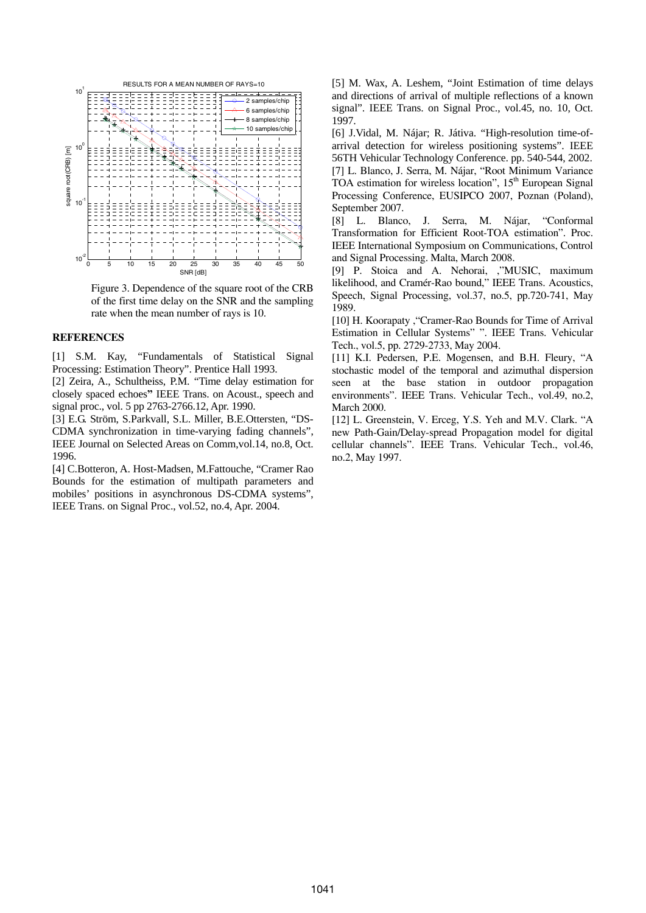RESULTS FOR A MEAN NUMBER OF RAYS=10

square root(CRB) [m]

SNR [dB]

2 samples/chip
6 samples/chip
8 samples/chip
10 samples/chip

$10^{1}$
$10^{0}$
$10^{-1}$
$10^{-2}$

0 5 10 15 20 25 30 35 40 45 50

Figure 3. Dependence of the square root of the CRB of the first time delay on the SNR and the sampling rate when the mean number of rays is 10.

## REFERENCES

[1] S.M. Kay, "Fundamentals of Statistical Signal Processing: Estimation Theory". Prentice Hall 1993.

[2] Zeira, A., Schultheiss, P.M. "Time delay estimation for closely spaced echoes" IEEE Trans. on Acoust., speech and signal proc., vol. 5 pp 2763-2766.12, Apr. 1990.

[3] E.G. Ström, S.Parkvall, S.L. Miller, B.E.Ottersten, "DS-CDMA synchronization in time-varying fading channels", IEEE Journal on Selected Areas on Comm,vol.14, no.8, Oct. 1996.

[4] C.Botteron, A. Host-Madsen, M.Fattouche, "Cramer Rao Bounds for the estimation of multipath parameters and mobiles' positions in asynchronous DS-CDMA systems", IEEE Trans. on Signal Proc., vol.52, no.4, Apr. 2004.

[5] M. Wax, A. Leshem, "Joint Estimation of time delays and directions of arrival of multiple reflections of a known signal". IEEE Trans. on Signal Proc., vol.45, no. 10, Oct. 1997.

[6] J.Vidal, M. Nájar; R. Játiva. "High-resolution time-of-arrival detection for wireless positioning systems". IEEE 56TH Vehicular Technology Conference. pp. 540-544, 2002.

[7] L. Blanco, J. Serra, M. Nájar, "Root Minimum Variance TOA estimation for wireless location", 15th European Signal Processing Conference, EUSIPCO 2007, Poznan (Poland), September 2007.

[8] L. Blanco, J. Serra, M. Nájar, "Conformal Transformation for Efficient Root-TOA estimation". Proc. IEEE International Symposium on Communications, Control and Signal Processing. Malta, March 2008.

[9] P. Stoica and A. Nehorai, ,"MUSIC, maximum likelihood, and Cramér-Rao bound," IEEE Trans. Acoustics, Speech, Signal Processing, vol.37, no.5, pp.720-741, May 1989.

[10] H. Koorapaty ,"Cramer-Rao Bounds for Time of Arrival Estimation in Cellular Systems" ". IEEE Trans. Vehicular Tech., vol.5, pp. 2729-2733, May 2004.

[11] K.I. Pedersen, P.E. Mogensen, and B.H. Fleury, "A stochastic model of the temporal and azimuthal dispersion seen at the base station in outdoor propagation environments". IEEE Trans. Vehicular Tech., vol.49, no.2, March 2000.

[12] L. Greenstein, V. Erceg, Y.S. Yeh and M.V. Clark. "A new Path-Gain/Delay-spread Propagation model for digital cellular channels". IEEE Trans. Vehicular Tech., vol.46, no.2, May 1997.